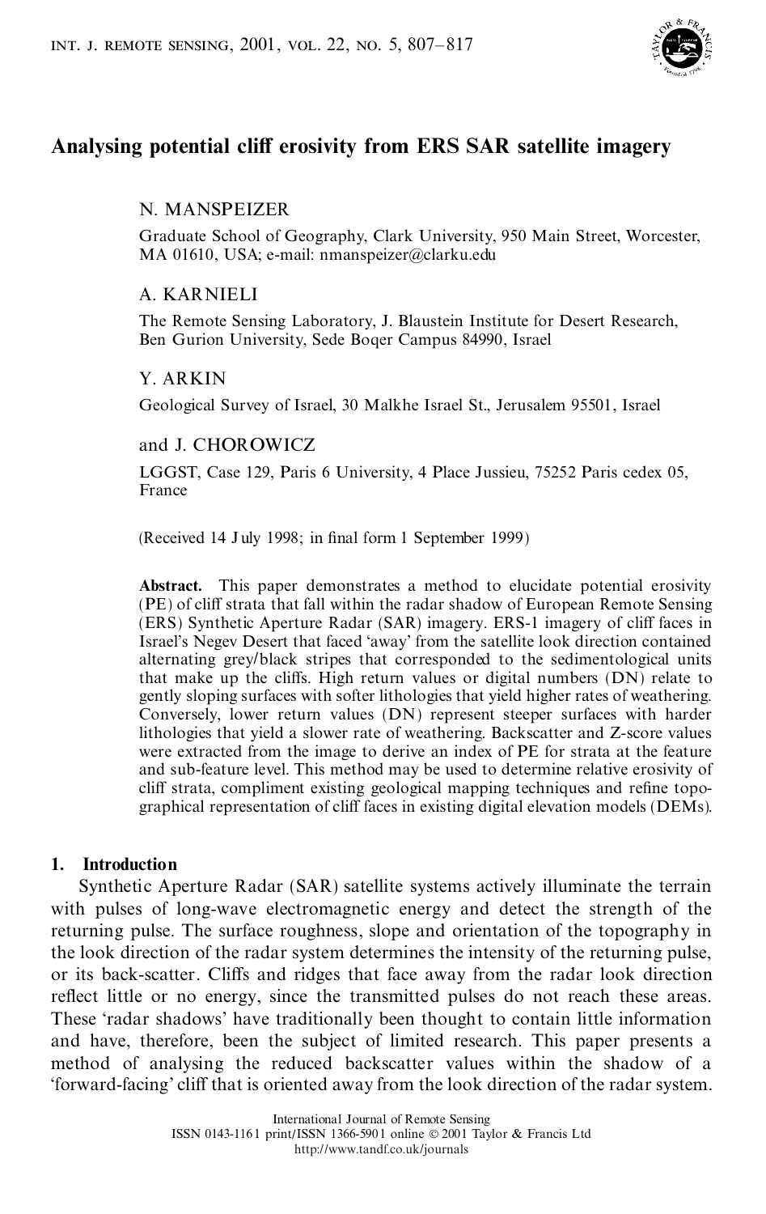# Analysing potential cliff erosivity from ERS SAR satellite imagery

N. MANSPEIZER

Graduate School of Geography, Clark University, 950 Main Street, Worcester, MA 01610, USA; e-mail: nmanspeizer@clarku.edu

A. KARNIELI

The Remote Sensing Laboratory, J. Blaustein Institute for Desert Research, Ben Gurion University, Sede Boqer Campus 84990, Israel

Y. ARKIN

Geological Survey of Israel, 30 Malkhe Israel St., Jerusalem 95501, Israel

and J. CHOROWICZ

LGGST, Case 129, Paris 6 University, 4 Place Jussieu, 75252 Paris cedex 05, France

(Received 14 July 1998; in final form 1 September 1999)

**Abstract.** This paper demonstrates a method to elucidate potential erosivity (PE) of cliff strata that fall within the radar shadow of European Remote Sensing (ERS) Synthetic Aperture Radar (SAR) imagery. ERS-1 imagery of cliff faces in Israel's Negev Desert that faced 'away' from the satellite look direction contained alternating grey/black stripes that corresponded to the sedimentological units that make up the cliffs. High return values or digital numbers (DN) relate to gently sloping surfaces with softer lithologies that yield higher rates of weathering. Conversely, lower return values (DN) represent steeper surfaces with harder lithologies that yield a slower rate of weathering. Backscatter and Z-score values were extracted from the image to derive an index of PE for strata at the feature and sub-feature level. This method may be used to determine relative erosivity of cliff strata, compliment existing geological mapping techniques and refine topographical representation of cliff faces in existing digital elevation models (DEMs).

## 1. Introduction

Synthetic Aperture Radar (SAR) satellite systems actively illuminate the terrain with pulses of long-wave electromagnetic energy and detect the strength of the returning pulse. The surface roughness, slope and orientation of the topography in the look direction of the radar system determines the intensity of the returning pulse, or its back-scatter. Cliffs and ridges that face away from the radar look direction reflect little or no energy, since the transmitted pulses do not reach these areas. These 'radar shadows' have traditionally been thought to contain little information and have, therefore, been the subject of limited research. This paper presents a method of analysing the reduced backscatter values within the shadow of a 'forward-facing' cliff that is oriented away from the look direction of the radar system.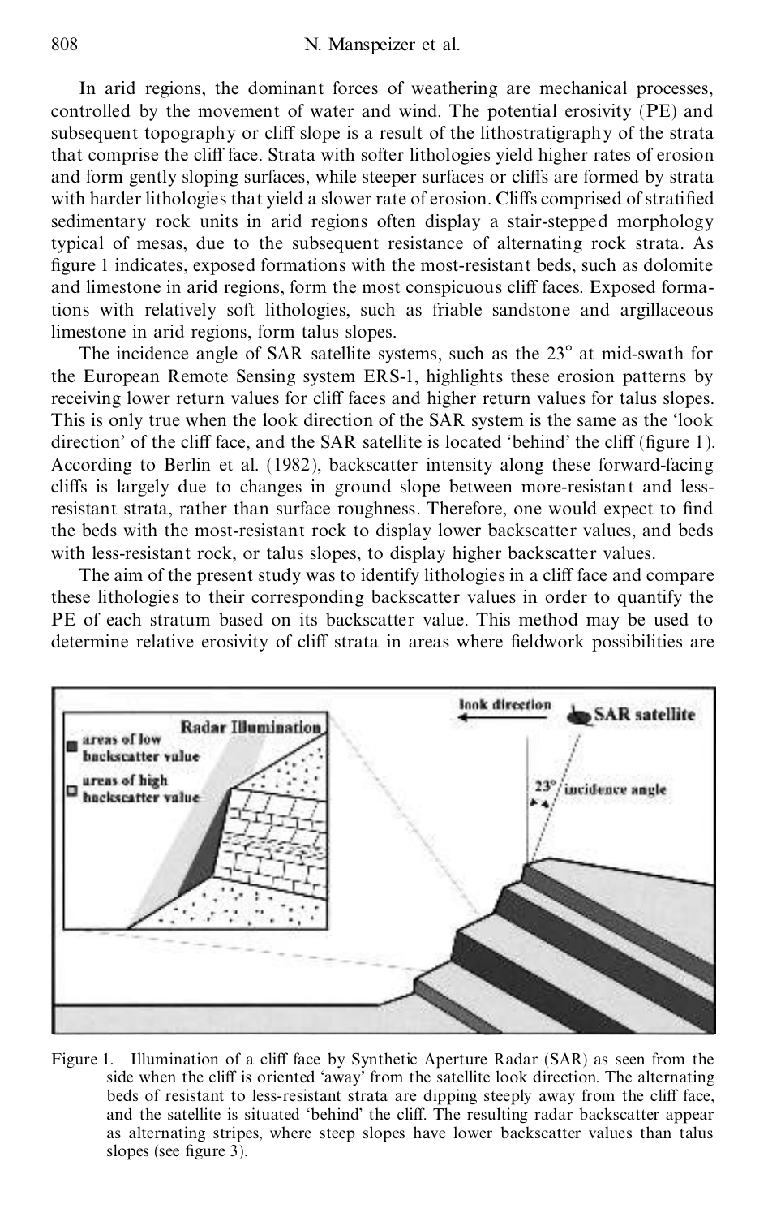In arid regions, the dominant forces of weathering are mechanical processes, controlled by the movement of water and wind. The potential erosivity (PE) and subsequent topography or cliff slope is a result of the lithostratigraphy of the strata that comprise the cliff face. Strata with softer lithologies yield higher rates of erosion and form gently sloping surfaces, while steeper surfaces or cliffs are formed by strata with harder lithologies that yield a slower rate of erosion. Cliffs comprised of stratified sedimentary rock units in arid regions often display a stair-stepped morphology typical of mesas, due to the subsequent resistance of alternating rock strata. As figure 1 indicates, exposed formations with the most-resistant beds, such as dolomite and limestone in arid regions, form the most conspicuous cliff faces. Exposed formations with relatively soft lithologies, such as friable sandstone and argillaceous limestone in arid regions, form talus slopes.

The incidence angle of SAR satellite systems, such as the 23° at mid-swath for the European Remote Sensing system ERS-1, highlights these erosion patterns by receiving lower return values for cliff faces and higher return values for talus slopes. This is only true when the look direction of the SAR system is the same as the 'look direction' of the cliff face, and the SAR satellite is located 'behind' the cliff (figure 1). According to Berlin et al. (1982), backscatter intensity along these forward-facing cliffs is largely due to changes in ground slope between more-resistant and less-resistant strata, rather than surface roughness. Therefore, one would expect to find the beds with the most-resistant rock to display lower backscatter values, and beds with less-resistant rock, or talus slopes, to display higher backscatter values.

The aim of the present study was to identify lithologies in a cliff face and compare these lithologies to their corresponding backscatter values in order to quantify the PE of each stratum based on its backscatter value. This method may be used to determine relative erosivity of cliff strata in areas where fieldwork possibilities are

Figure 1. Illumination of a cliff face by Synthetic Aperture Radar (SAR) as seen from the side when the cliff is oriented 'away' from the satellite look direction. The alternating beds of resistant to less-resistant strata are dipping steeply away from the cliff face, and the satellite is situated 'behind' the cliff. The resulting radar backscatter appear as alternating stripes, where steep slopes have lower backscatter values than talus slopes (see figure 3).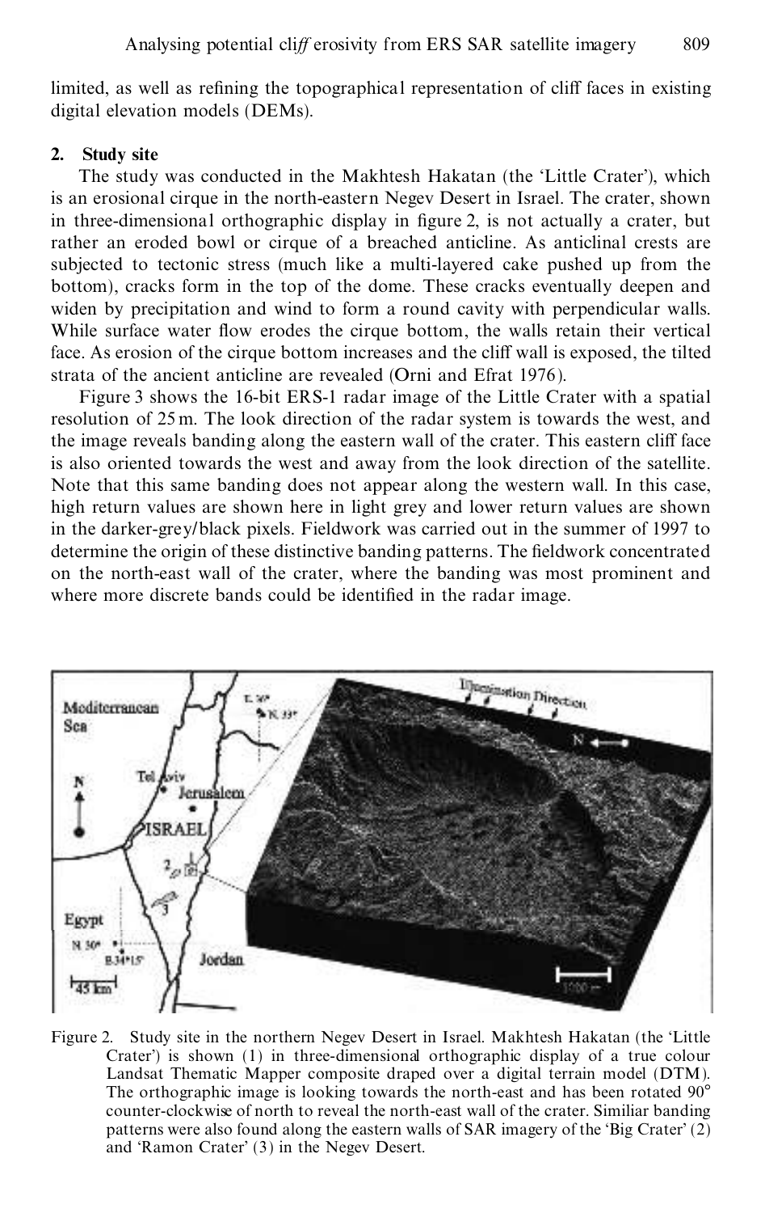limited, as well as refining the topographical representation of cliff faces in existing digital elevation models (DEMs).

## 2. Study site

The study was conducted in the Makhtesh Hakatan (the 'Little Crater'), which is an erosional cirque in the north-eastern Negev Desert in Israel. The crater, shown in three-dimensional orthographic display in figure 2, is not actually a crater, but rather an eroded bowl or cirque of a breached anticline. As anticlinal crests are subjected to tectonic stress (much like a multi-layered cake pushed up from the bottom), cracks form in the top of the dome. These cracks eventually deepen and widen by precipitation and wind to form a round cavity with perpendicular walls. While surface water flow erodes the cirque bottom, the walls retain their vertical face. As erosion of the cirque bottom increases and the cliff wall is exposed, the tilted strata of the ancient anticline are revealed (Orni and Efrat 1976).

Figure 3 shows the 16-bit ERS-1 radar image of the Little Crater with a spatial resolution of 25 m. The look direction of the radar system is towards the west, and the image reveals banding along the eastern wall of the crater. This eastern cliff face is also oriented towards the west and away from the look direction of the satellite. Note that this same banding does not appear along the western wall. In this case, high return values are shown here in light grey and lower return values are shown in the darker-grey/black pixels. Fieldwork was carried out in the summer of 1997 to determine the origin of these distinctive banding patterns. The fieldwork concentrated on the north-east wall of the crater, where the banding was most prominent and where more discrete bands could be identified in the radar image.

Figure 2. Study site in the northern Negev Desert in Israel. Makhtesh Hakatan (the 'Little Crater') is shown (1) in three-dimensional orthographic display of a true colour Landsat Thematic Mapper composite draped over a digital terrain model (DTM). The orthographic image is looking towards the north-east and has been rotated 90° counter-clockwise of north to reveal the north-east wall of the crater. Similiar banding patterns were also found along the eastern walls of SAR imagery of the 'Big Crater' (2) and 'Ramon Crater' (3) in the Negev Desert.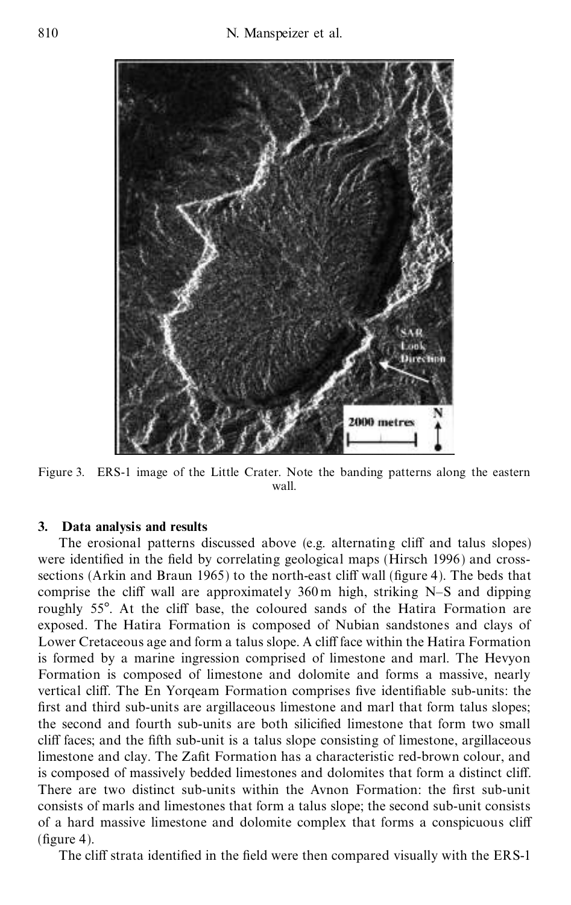Figure 3. ERS-1 image of the Little Crater. Note the banding patterns along the eastern wall.

## 3. Data analysis and results

The erosional patterns discussed above (e.g. alternating cliff and talus slopes) were identified in the field by correlating geological maps (Hirsch 1996) and cross-sections (Arkin and Braun 1965) to the north-east cliff wall (figure 4). The beds that comprise the cliff wall are approximately 360 m high, striking N–S and dipping roughly 55°. At the cliff base, the coloured sands of the Hatira Formation are exposed. The Hatira Formation is composed of Nubian sandstones and clays of Lower Cretaceous age and form a talus slope. A cliff face within the Hatira Formation is formed by a marine ingression comprised of limestone and marl. The Hevyon Formation is composed of limestone and dolomite and forms a massive, nearly vertical cliff. The En Yorqeam Formation comprises five identifiable sub-units: the first and third sub-units are argillaceous limestone and marl that form talus slopes; the second and fourth sub-units are both silicified limestone that form two small cliff faces; and the fifth sub-unit is a talus slope consisting of limestone, argillaceous limestone and clay. The Zafit Formation has a characteristic red-brown colour, and is composed of massively bedded limestones and dolomites that form a distinct cliff. There are two distinct sub-units within the Avnon Formation: the first sub-unit consists of marls and limestones that form a talus slope; the second sub-unit consists of a hard massive limestone and dolomite complex that forms a conspicuous cliff (figure 4).

The cliff strata identified in the field were then compared visually with the ERS-1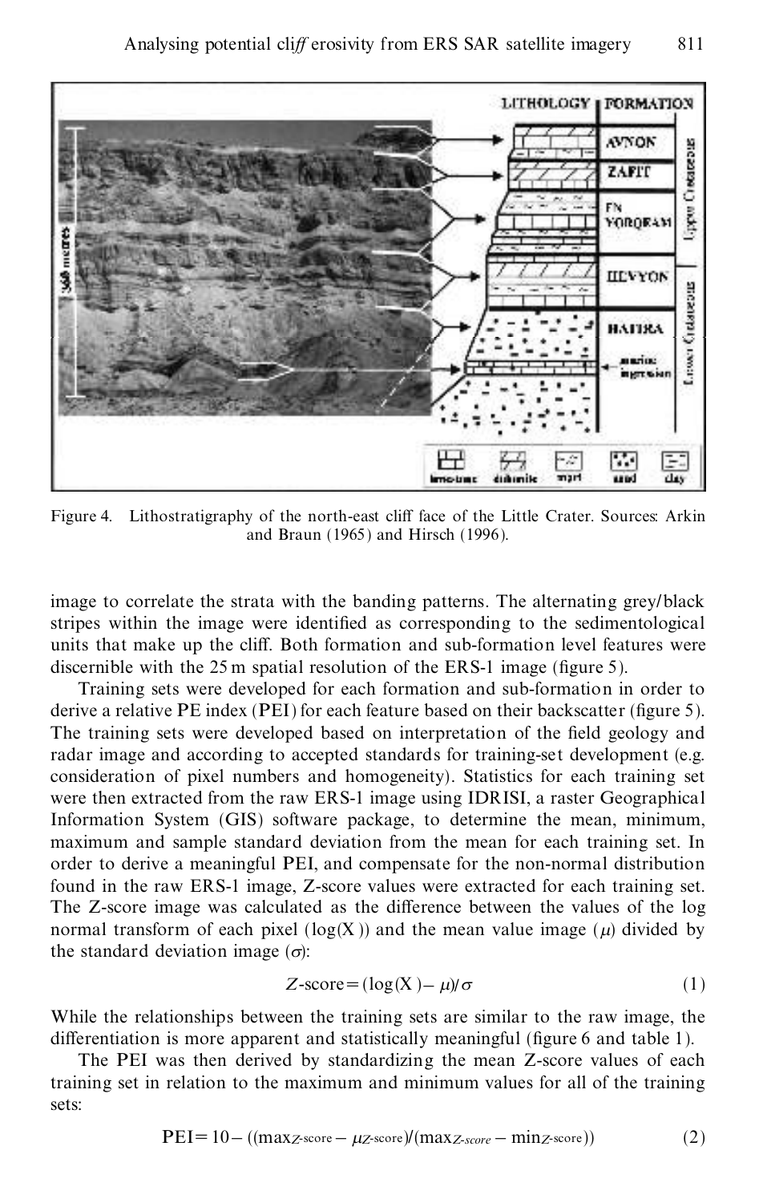Figure 4. Lithostratigraphy of the north-east cliff face of the Little Crater. Sources: Arkin and Braun (1965) and Hirsch (1996).

image to correlate the strata with the banding patterns. The alternating grey/black stripes within the image were identified as corresponding to the sedimentological units that make up the cliff. Both formation and sub-formation level features were discernible with the 25 m spatial resolution of the ERS-1 image (figure 5).

Training sets were developed for each formation and sub-formation in order to derive a relative PE index (PEI) for each feature based on their backscatter (figure 5). The training sets were developed based on interpretation of the field geology and radar image and according to accepted standards for training-set development (e.g. consideration of pixel numbers and homogeneity). Statistics for each training set were then extracted from the raw ERS-1 image using IDRISI, a raster Geographical Information System (GIS) software package, to determine the mean, minimum, maximum and sample standard deviation from the mean for each training set. In order to derive a meaningful PEI, and compensate for the non-normal distribution found in the raw ERS-1 image, Z-score values were extracted for each training set. The Z-score image was calculated as the difference between the values of the log normal transform of each pixel (log(X)) and the mean value image ($\mu$) divided by the standard deviation image ($\sigma$):

$$Z\text{-score} = (\log(X) - \mu)/\sigma \tag{1}$$

While the relationships between the training sets are similar to the raw image, the differentiation is more apparent and statistically meaningful (figure 6 and table 1).

The PEI was then derived by standardizing the mean Z-score values of each training set in relation to the maximum and minimum values for all of the training sets:

$$\text{PEI} = 10 - ((\max_{Z\text{-score}} - \mu_{Z\text{-score}})/(\max_{Z\text{-score}} - \min_{Z\text{-score}})) \tag{2}$$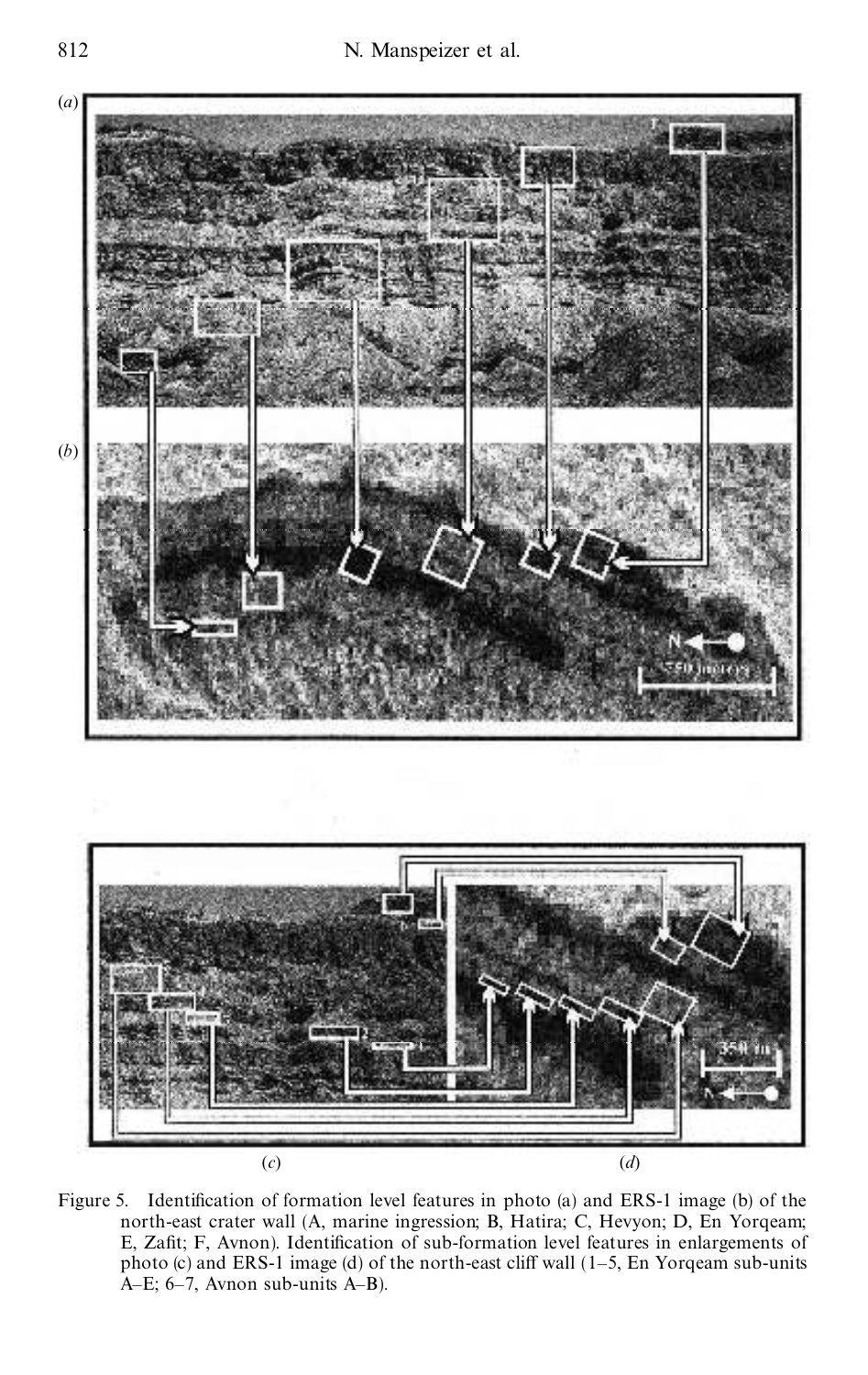Figure 5. Identification of formation level features in photo (a) and ERS-1 image (b) of the north-east crater wall (A, marine ingression; B, Hatira; C, Hevyon; D, En Yorqeam; E, Zafit; F, Avnon). Identification of sub-formation level features in enlargements of photo (c) and ERS-1 image (d) of the north-east cliff wall (1–5, En Yorqeam sub-units A–E; 6–7, Avnon sub-units A–B).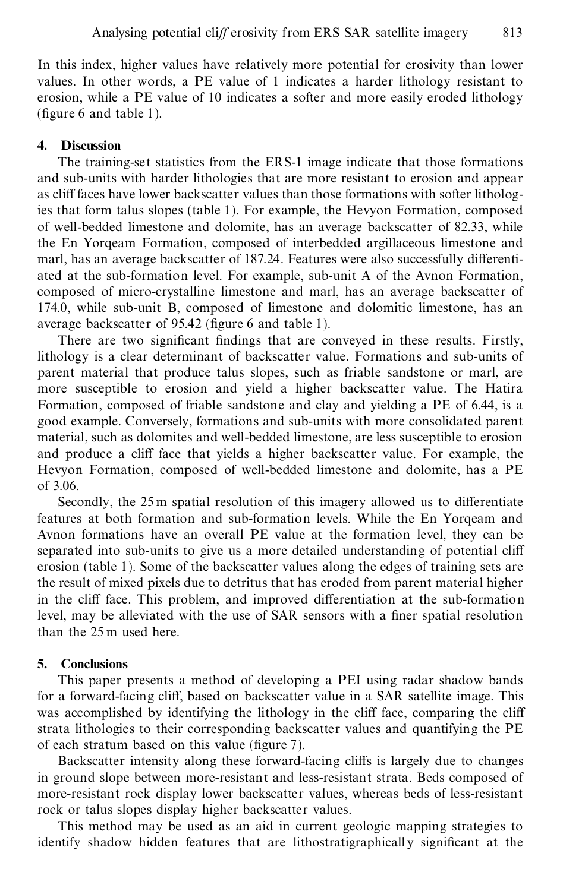In this index, higher values have relatively more potential for erosivity than lower values. In other words, a PE value of 1 indicates a harder lithology resistant to erosion, while a PE value of 10 indicates a softer and more easily eroded lithology (figure 6 and table 1).

## 4. Discussion

The training-set statistics from the ERS-1 image indicate that those formations and sub-units with harder lithologies that are more resistant to erosion and appear as cliff faces have lower backscatter values than those formations with softer lithologies that form talus slopes (table 1). For example, the Hevyon Formation, composed of well-bedded limestone and dolomite, has an average backscatter of 82.33, while the En Yorqeam Formation, composed of interbedded argillaceous limestone and marl, has an average backscatter of 187.24. Features were also successfully differentiated at the sub-formation level. For example, sub-unit A of the Avnon Formation, composed of micro-crystalline limestone and marl, has an average backscatter of 174.0, while sub-unit B, composed of limestone and dolomitic limestone, has an average backscatter of 95.42 (figure 6 and table 1).

There are two significant findings that are conveyed in these results. Firstly, lithology is a clear determinant of backscatter value. Formations and sub-units of parent material that produce talus slopes, such as friable sandstone or marl, are more susceptible to erosion and yield a higher backscatter value. The Hatira Formation, composed of friable sandstone and clay and yielding a PE of 6.44, is a good example. Conversely, formations and sub-units with more consolidated parent material, such as dolomites and well-bedded limestone, are less susceptible to erosion and produce a cliff face that yields a higher backscatter value. For example, the Hevyon Formation, composed of well-bedded limestone and dolomite, has a PE of 3.06.

Secondly, the 25 m spatial resolution of this imagery allowed us to differentiate features at both formation and sub-formation levels. While the En Yorqeam and Avnon formations have an overall PE value at the formation level, they can be separated into sub-units to give us a more detailed understanding of potential cliff erosion (table 1). Some of the backscatter values along the edges of training sets are the result of mixed pixels due to detritus that has eroded from parent material higher in the cliff face. This problem, and improved differentiation at the sub-formation level, may be alleviated with the use of SAR sensors with a finer spatial resolution than the 25 m used here.

## 5. Conclusions

This paper presents a method of developing a PEI using radar shadow bands for a forward-facing cliff, based on backscatter value in a SAR satellite image. This was accomplished by identifying the lithology in the cliff face, comparing the cliff strata lithologies to their corresponding backscatter values and quantifying the PE of each stratum based on this value (figure 7).

Backscatter intensity along these forward-facing cliffs is largely due to changes in ground slope between more-resistant and less-resistant strata. Beds composed of more-resistant rock display lower backscatter values, whereas beds of less-resistant rock or talus slopes display higher backscatter values.

This method may be used as an aid in current geologic mapping strategies to identify shadow hidden features that are lithostratigraphically significant at the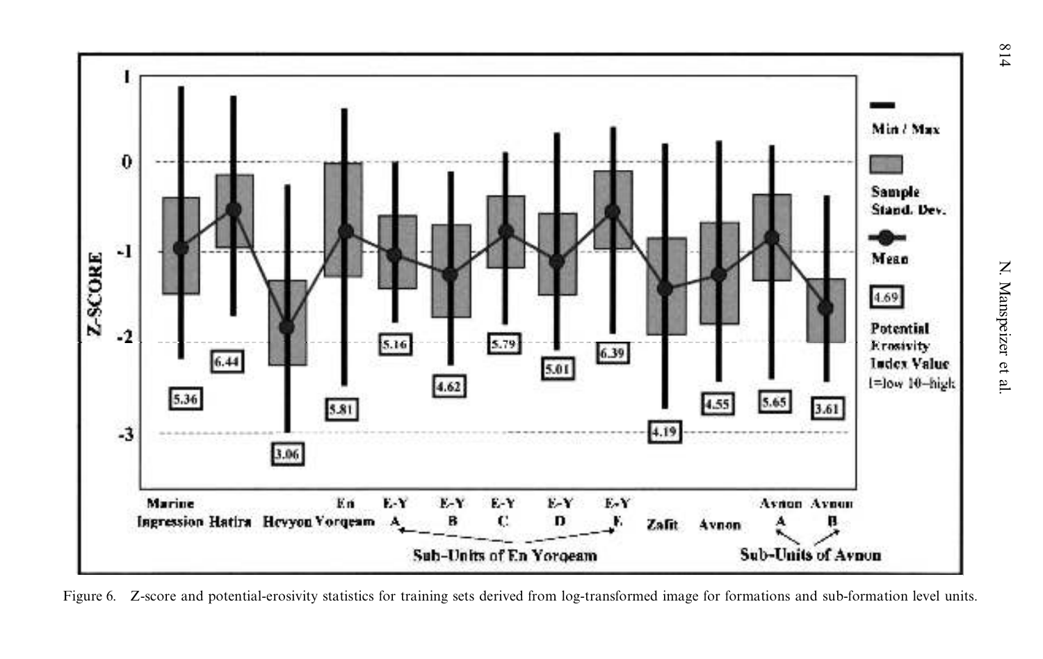Figure 6. Z-score and potential-erosivity statistics for training sets derived from log-transformed image for formations and sub-formation level units.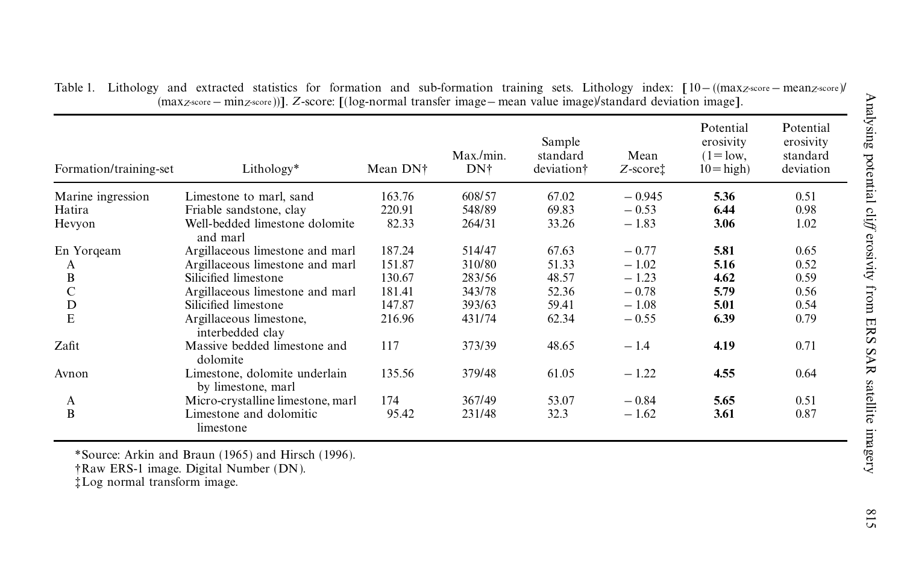Table 1. Lithology and extracted statistics for formation and sub-formation training sets. Lithology index: $[10-((\max_{Z\text{-score}}-\text{mean}_{Z\text{-score}})/(\max_{Z\text{-score}}-\min_{Z\text{-score}}))]$. $Z$-score: [(log-normal transfer image − mean value image)/standard deviation image].

| Formation/training-set | Lithology* | Mean DN† | Max./min. DN† | Sample standard deviation† | Mean $Z$-score‡ | Potential erosivity (1 = low, 10 = high) | Potential erosivity standard deviation |
|---|---|---|---|---|---|---|---|
| Marine ingression | Limestone to marl, sand | 163.76 | 608/57 | 67.02 | −0.945 | **5.36** | 0.51 |
| Hatira | Friable sandstone, clay | 220.91 | 548/89 | 69.83 | −0.53 | **6.44** | 0.98 |
| Hevyon | Well-bedded limestone dolomite and marl | 82.33 | 264/31 | 33.26 | −1.83 | **3.06** | 1.02 |
| En Yorqeam | Argillaceous limestone and marl | 187.24 | 514/47 | 67.63 | −0.77 | **5.81** | 0.65 |
| A | Argillaceous limestone and marl | 151.87 | 310/80 | 51.33 | −1.02 | **5.16** | 0.52 |
| B | Silicified limestone | 130.67 | 283/56 | 48.57 | −1.23 | **4.62** | 0.59 |
| C | Argillaceous limestone and marl | 181.41 | 343/78 | 52.36 | −0.78 | **5.79** | 0.56 |
| D | Silicified limestone | 147.87 | 393/63 | 59.41 | −1.08 | **5.01** | 0.54 |
| E | Argillaceous limestone, interbedded clay | 216.96 | 431/74 | 62.34 | −0.55 | **6.39** | 0.79 |
| Zafit | Massive bedded limestone and dolomite | 117 | 373/39 | 48.65 | −1.4 | **4.19** | 0.71 |
| Avnon | Limestone, dolomite underlain by limestone, marl | 135.56 | 379/48 | 61.05 | −1.22 | **4.55** | 0.64 |
| A | Micro-crystalline limestone, marl | 174 | 367/49 | 53.07 | −0.84 | **5.65** | 0.51 |
| B | Limestone and dolomitic limestone | 95.42 | 231/48 | 32.3 | −1.62 | **3.61** | 0.87 |

*Source: Arkin and Braun (1965) and Hirsch (1996).
†Raw ERS-1 image. Digital Number (DN).
‡Log normal transform image.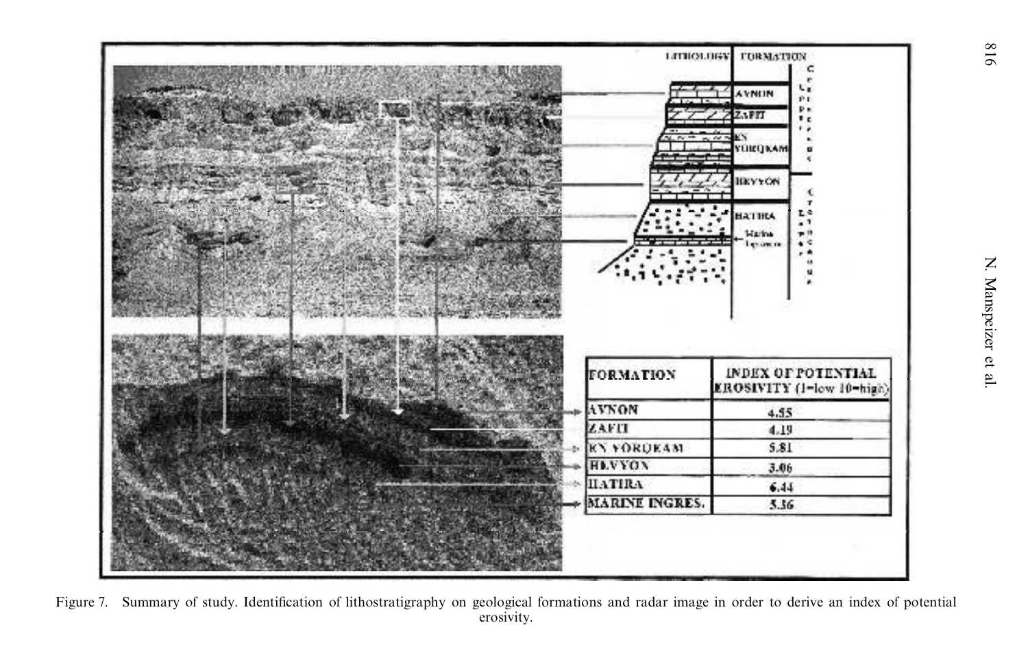| FORMATION | INDEX OF POTENTIAL EROSIVITY (1=low 10=high) |
| --- | --- |
| AVNON | 4.55 |
| ZAFIT | 4.19 |
| EN YORQEAM | 5.81 |
| HEVYON | 3.06 |
| HATIRA | 6.44 |
| MARINE INGRES. | 5.36 |

Figure 7. Summary of study. Identification of lithostratigraphy on geological formations and radar image in order to derive an index of potential erosivity.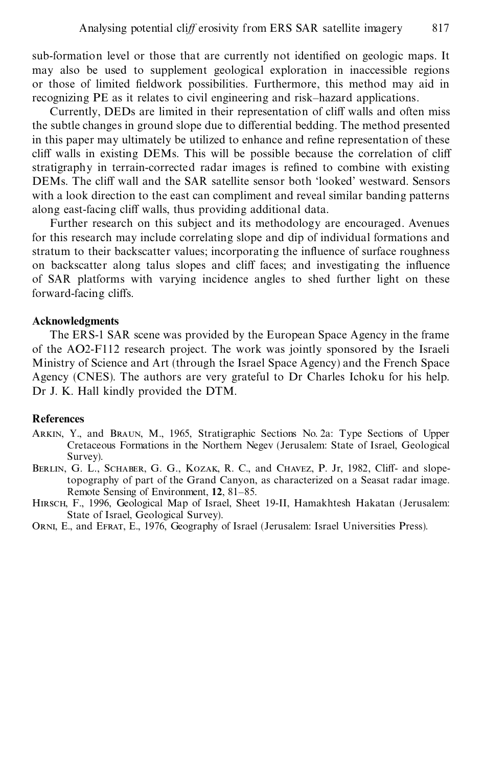sub-formation level or those that are currently not identified on geologic maps. It may also be used to supplement geological exploration in inaccessible regions or those of limited fieldwork possibilities. Furthermore, this method may aid in recognizing PE as it relates to civil engineering and risk–hazard applications.

Currently, DEDs are limited in their representation of cliff walls and often miss the subtle changes in ground slope due to differential bedding. The method presented in this paper may ultimately be utilized to enhance and refine representation of these cliff walls in existing DEMs. This will be possible because the correlation of cliff stratigraphy in terrain-corrected radar images is refined to combine with existing DEMs. The cliff wall and the SAR satellite sensor both 'looked' westward. Sensors with a look direction to the east can compliment and reveal similar banding patterns along east-facing cliff walls, thus providing additional data.

Further research on this subject and its methodology are encouraged. Avenues for this research may include correlating slope and dip of individual formations and stratum to their backscatter values; incorporating the influence of surface roughness on backscatter along talus slopes and cliff faces; and investigating the influence of SAR platforms with varying incidence angles to shed further light on these forward-facing cliffs.

## Acknowledgments

The ERS-1 SAR scene was provided by the European Space Agency in the frame of the AO2-F112 research project. The work was jointly sponsored by the Israeli Ministry of Science and Art (through the Israel Space Agency) and the French Space Agency (CNES). The authors are very grateful to Dr Charles Ichoku for his help. Dr J. K. Hall kindly provided the DTM.

## References

Arkin, Y., and Braun, M., 1965, Stratigraphic Sections No. 2a: Type Sections of Upper Cretaceous Formations in the Northern Negev (Jerusalem: State of Israel, Geological Survey).

Berlin, G. L., Schaber, G. G., Kozak, R. C., and Chavez, P. Jr, 1982, Cliff- and slope-topography of part of the Grand Canyon, as characterized on a Seasat radar image. Remote Sensing of Environment, **12**, 81–85.

Hirsch, F., 1996, Geological Map of Israel, Sheet 19-II, Hamakhtesh Hakatan (Jerusalem: State of Israel, Geological Survey).

Orni, E., and Efrat, E., 1976, Geography of Israel (Jerusalem: Israel Universities Press).